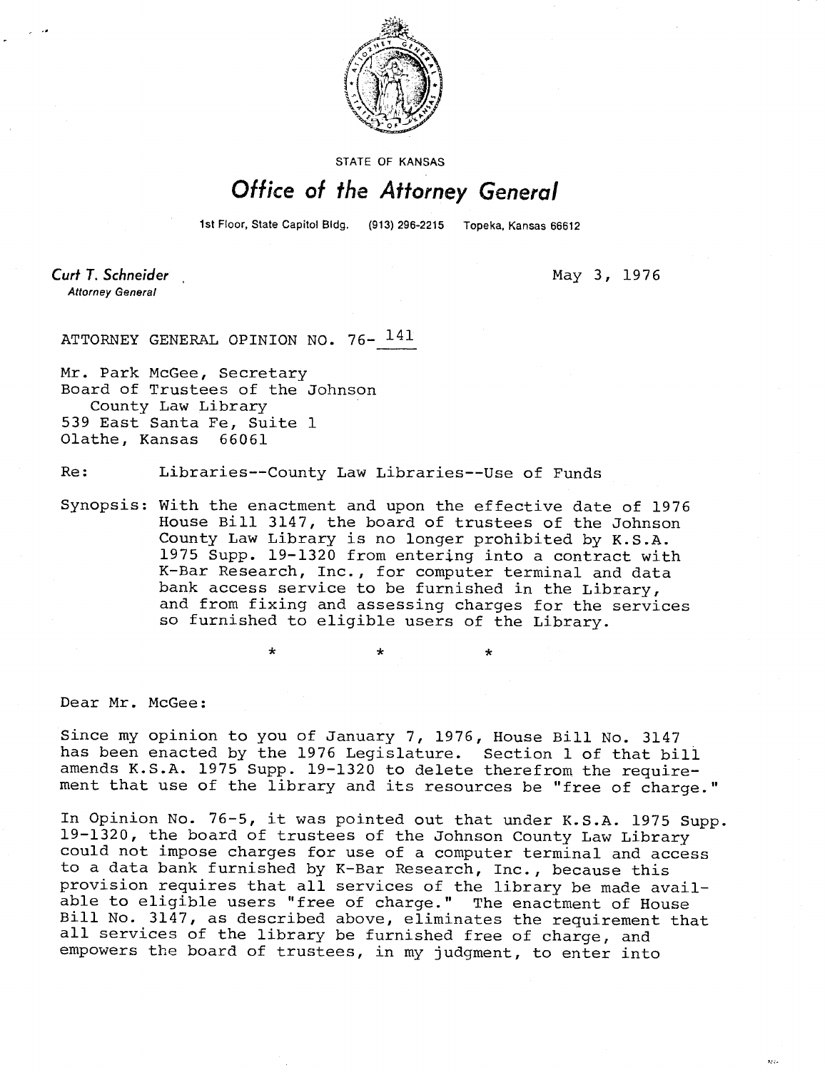STATE OF KANSAS

# Office of the Attorney General

1st Floor, State Capitol Bldg. (913) 296-2215 Topeka, Kansas 66612

*Curt T. Schneider*
Attorney General

May 3, 1976

ATTORNEY GENERAL OPINION NO. 76- 141

Mr. Park McGee, Secretary
Board of Trustees of the Johnson
County Law Library
539 East Santa Fe, Suite 1
Olathe, Kansas 66061

Re: Libraries--County Law Libraries--Use of Funds

Synopsis: With the enactment and upon the effective date of 1976 House Bill 3147, the board of trustees of the Johnson County Law Library is no longer prohibited by K.S.A. 1975 Supp. 19-1320 from entering into a contract with K-Bar Research, Inc., for computer terminal and data bank access service to be furnished in the Library, and from fixing and assessing charges for the services so furnished to eligible users of the Library.

\* \* \*

Dear Mr. McGee:

Since my opinion to you of January 7, 1976, House Bill No. 3147 has been enacted by the 1976 Legislature. Section 1 of that bill amends K.S.A. 1975 Supp. 19-1320 to delete therefrom the requirement that use of the library and its resources be "free of charge."

In Opinion No. 76-5, it was pointed out that under K.S.A. 1975 Supp. 19-1320, the board of trustees of the Johnson County Law Library could not impose charges for use of a computer terminal and access to a data bank furnished by K-Bar Research, Inc., because this provision requires that all services of the library be made available to eligible users "free of charge." The enactment of House Bill No. 3147, as described above, eliminates the requirement that all services of the library be furnished free of charge, and empowers the board of trustees, in my judgment, to enter into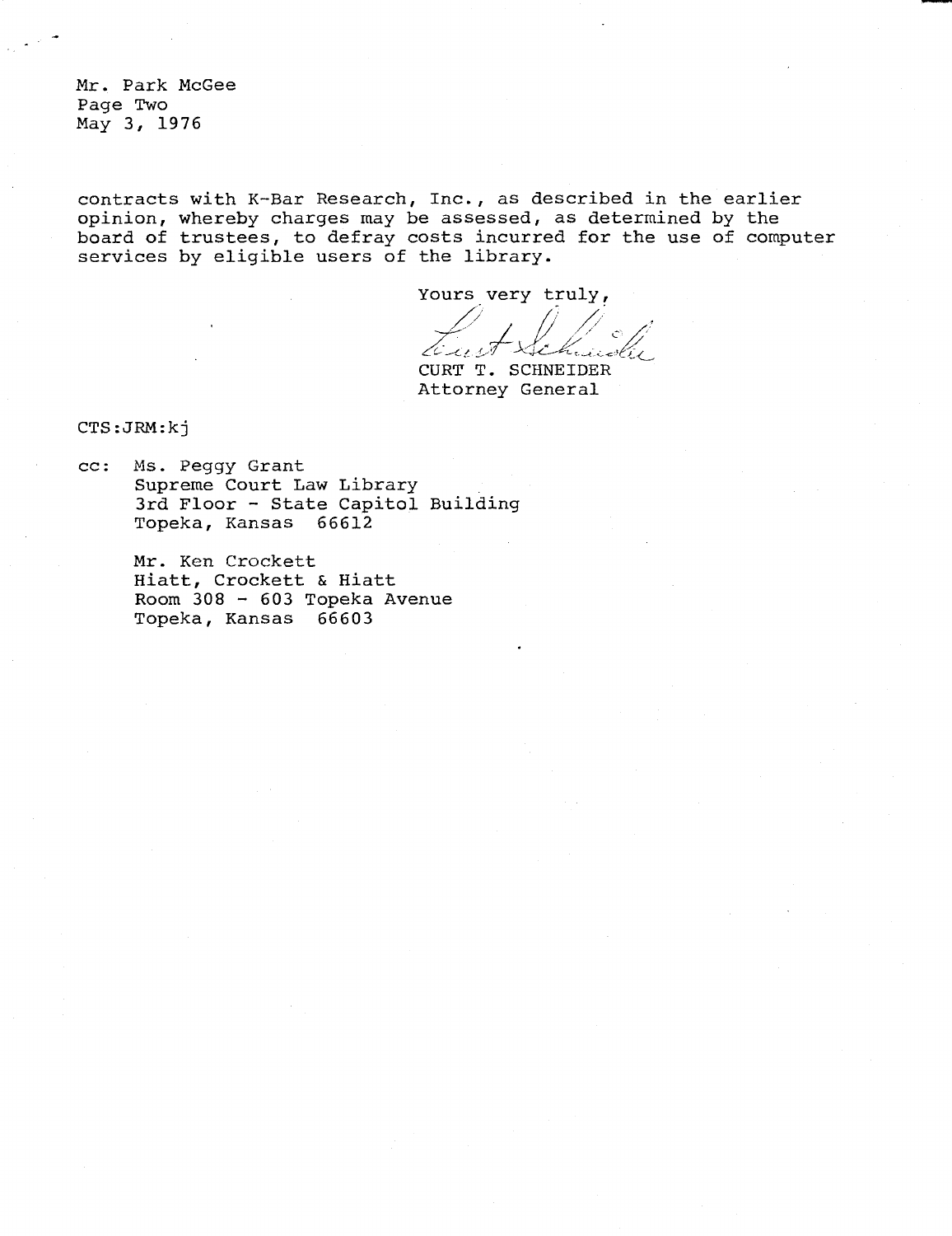Mr. Park McGee
Page Two
May 3, 1976

contracts with K-Bar Research, Inc., as described in the earlier opinion, whereby charges may be assessed, as determined by the board of trustees, to defray costs incurred for the use of computer services by eligible users of the library.

Yours very truly,

CURT T. SCHNEIDER
Attorney General

CTS:JRM:kj

cc: Ms. Peggy Grant
Supreme Court Law Library
3rd Floor - State Capitol Building
Topeka, Kansas 66612

Mr. Ken Crockett
Hiatt, Crockett & Hiatt
Room 308 - 603 Topeka Avenue
Topeka, Kansas 66603